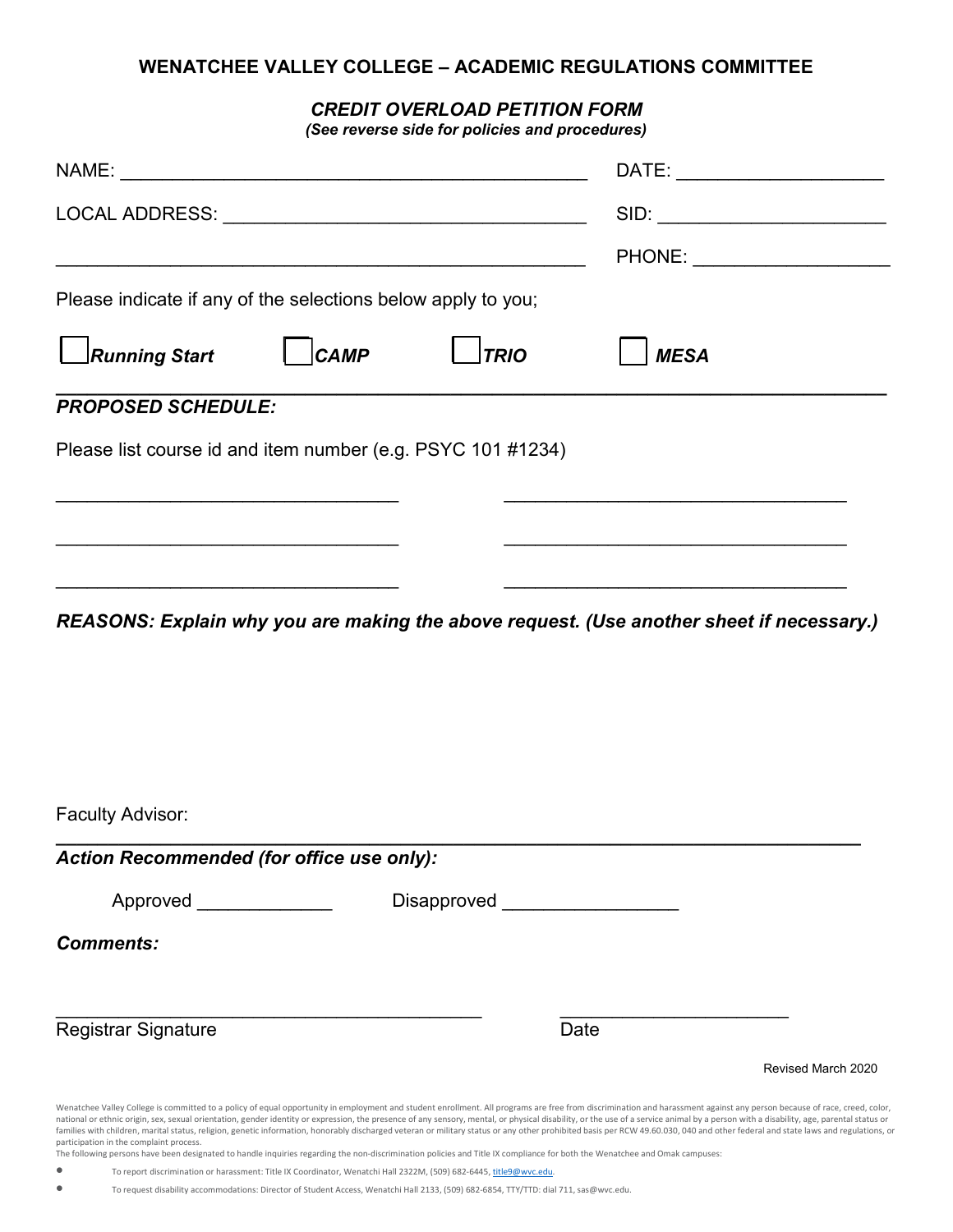# WENATCHEE VALLEY COLLEGE – ACADEMIC REGULATIONS COMMITTEE

## *CREDIT OVERLOAD PETITION FORM*

***(See reverse side for policies and procedures)***

NAME: ______________________________________________ DATE: ____________________

LOCAL ADDRESS: ___________________________________ SID: ______________________

___________________________________________________ PHONE: ___________________

Please indicate if any of the selections below apply to you;

☐ ***Running Start*** ☐ ***CAMP*** ☐ ***TRIO*** ☐ ***MESA***

***PROPOSED SCHEDULE:***

Please list course id and item number (e.g. PSYC 101 #1234)

_________________________________ _________________________________

_________________________________ _________________________________

_________________________________ _________________________________

***REASONS: Explain why you are making the above request. (Use another sheet if necessary.)***

Faculty Advisor:

***Action Recommended (for office use only):***

Approved _____________ Disapproved ________________

***Comments:***

_________________________________________ ______________________

Registrar Signature Date

Revised March 2020

Wenatchee Valley College is committed to a policy of equal opportunity in employment and student enrollment. All programs are free from discrimination and harassment against any person because of race, creed, color, national or ethnic origin, sex, sexual orientation, gender identity or expression, the presence of any sensory, mental, or physical disability, or the use of a service animal by a person with a disability, age, parental status or families with children, marital status, religion, genetic information, honorably discharged veteran or military status or any other prohibited basis per RCW 49.60.030, 040 and other federal and state laws and regulations, or participation in the complaint process.
The following persons have been designated to handle inquiries regarding the non-discrimination policies and Title IX compliance for both the Wenatchee and Omak campuses:

- To report discrimination or harassment: Title IX Coordinator, Wenatchi Hall 2322M, (509) 682-6445, title9@wvc.edu.
- To request disability accommodations: Director of Student Access, Wenatchi Hall 2133, (509) 682-6854, TTY/TTD: dial 711, sas@wvc.edu.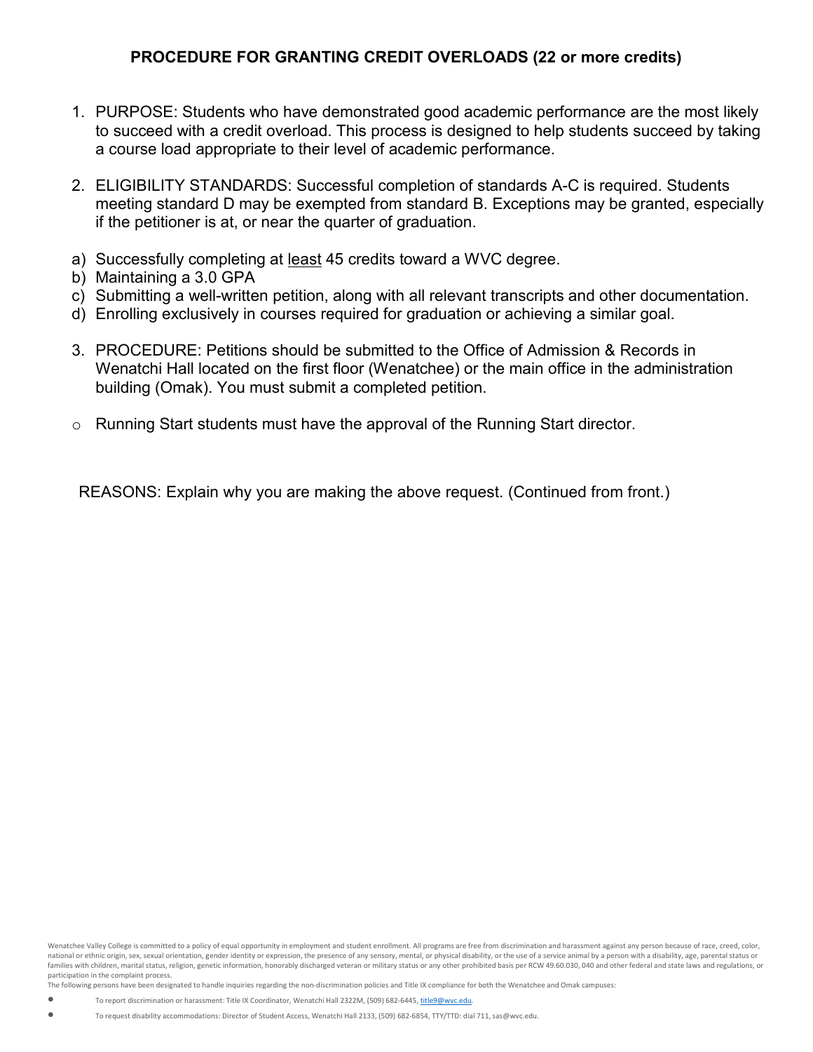## PROCEDURE FOR GRANTING CREDIT OVERLOADS (22 or more credits)

1. PURPOSE: Students who have demonstrated good academic performance are the most likely to succeed with a credit overload. This process is designed to help students succeed by taking a course load appropriate to their level of academic performance.

2. ELIGIBILITY STANDARDS: Successful completion of standards A-C is required. Students meeting standard D may be exempted from standard B. Exceptions may be granted, especially if the petitioner is at, or near the quarter of graduation.

a) Successfully completing at least 45 credits toward a WVC degree.
b) Maintaining a 3.0 GPA
c) Submitting a well-written petition, along with all relevant transcripts and other documentation.
d) Enrolling exclusively in courses required for graduation or achieving a similar goal.

3. PROCEDURE: Petitions should be submitted to the Office of Admission & Records in Wenatchi Hall located on the first floor (Wenatchee) or the main office in the administration building (Omak). You must submit a completed petition.

- Running Start students must have the approval of the Running Start director.

REASONS: Explain why you are making the above request. (Continued from front.)

Wenatchee Valley College is committed to a policy of equal opportunity in employment and student enrollment. All programs are free from discrimination and harassment against any person because of race, creed, color, national or ethnic origin, sex, sexual orientation, gender identity or expression, the presence of any sensory, mental, or physical disability, or the use of a service animal by a person with a disability, age, parental status or families with children, marital status, religion, genetic information, honorably discharged veteran or military status or any other prohibited basis per RCW 49.60.030, 040 and other federal and state laws and regulations, or participation in the complaint process.
The following persons have been designated to handle inquiries regarding the non-discrimination policies and Title IX compliance for both the Wenatchee and Omak campuses:

- To report discrimination or harassment: Title IX Coordinator, Wenatchi Hall 2322M, (509) 682-6445, title9@wvc.edu.
- To request disability accommodations: Director of Student Access, Wenatchi Hall 2133, (509) 682-6854, TTY/TTD: dial 711, sas@wvc.edu.